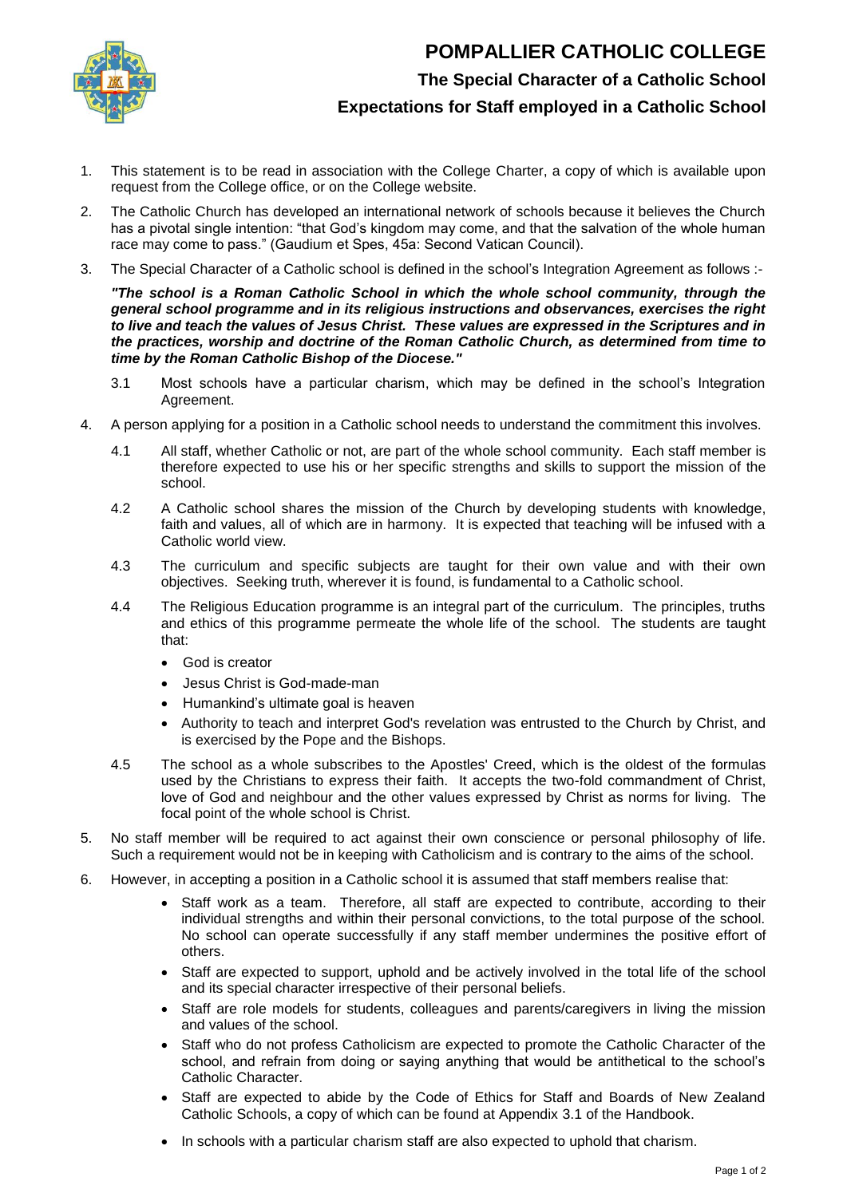# POMPALLIER CATHOLIC COLLEGE

## The Special Character of a Catholic School

## Expectations for Staff employed in a Catholic School

1. This statement is to be read in association with the College Charter, a copy of which is available upon request from the College office, or on the College website.

2. The Catholic Church has developed an international network of schools because it believes the Church has a pivotal single intention: "that God's kingdom may come, and that the salvation of the whole human race may come to pass." (Gaudium et Spes, 45a: Second Vatican Council).

3. The Special Character of a Catholic school is defined in the school's Integration Agreement as follows :-

   ***"The school is a Roman Catholic School in which the whole school community, through the general school programme and in its religious instructions and observances, exercises the right to live and teach the values of Jesus Christ. These values are expressed in the Scriptures and in the practices, worship and doctrine of the Roman Catholic Church, as determined from time to time by the Roman Catholic Bishop of the Diocese."***

   3.1 Most schools have a particular charism, which may be defined in the school's Integration Agreement.

4. A person applying for a position in a Catholic school needs to understand the commitment this involves.

   4.1 All staff, whether Catholic or not, are part of the whole school community. Each staff member is therefore expected to use his or her specific strengths and skills to support the mission of the school.

   4.2 A Catholic school shares the mission of the Church by developing students with knowledge, faith and values, all of which are in harmony. It is expected that teaching will be infused with a Catholic world view.

   4.3 The curriculum and specific subjects are taught for their own value and with their own objectives. Seeking truth, wherever it is found, is fundamental to a Catholic school.

   4.4 The Religious Education programme is an integral part of the curriculum. The principles, truths and ethics of this programme permeate the whole life of the school. The students are taught that:

   - God is creator
   - Jesus Christ is God-made-man
   - Humankind's ultimate goal is heaven
   - Authority to teach and interpret God's revelation was entrusted to the Church by Christ, and is exercised by the Pope and the Bishops.

   4.5 The school as a whole subscribes to the Apostles' Creed, which is the oldest of the formulas used by the Christians to express their faith. It accepts the two-fold commandment of Christ, love of God and neighbour and the other values expressed by Christ as norms for living. The focal point of the whole school is Christ.

5. No staff member will be required to act against their own conscience or personal philosophy of life. Such a requirement would not be in keeping with Catholicism and is contrary to the aims of the school.

6. However, in accepting a position in a Catholic school it is assumed that staff members realise that:

   - Staff work as a team. Therefore, all staff are expected to contribute, according to their individual strengths and within their personal convictions, to the total purpose of the school. No school can operate successfully if any staff member undermines the positive effort of others.
   - Staff are expected to support, uphold and be actively involved in the total life of the school and its special character irrespective of their personal beliefs.
   - Staff are role models for students, colleagues and parents/caregivers in living the mission and values of the school.
   - Staff who do not profess Catholicism are expected to promote the Catholic Character of the school, and refrain from doing or saying anything that would be antithetical to the school's Catholic Character.
   - Staff are expected to abide by the Code of Ethics for Staff and Boards of New Zealand Catholic Schools, a copy of which can be found at Appendix 3.1 of the Handbook.
   - In schools with a particular charism staff are also expected to uphold that charism.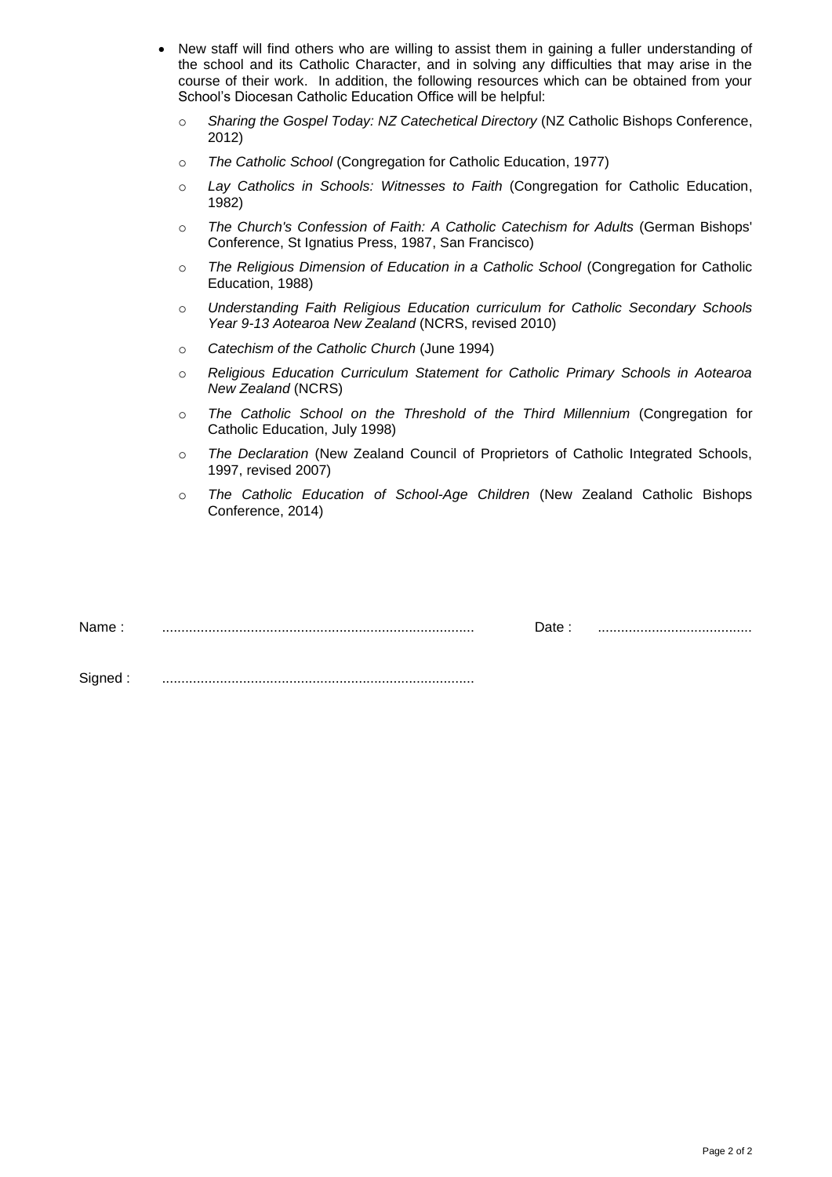- New staff will find others who are willing to assist them in gaining a fuller understanding of the school and its Catholic Character, and in solving any difficulties that may arise in the course of their work. In addition, the following resources which can be obtained from your School's Diocesan Catholic Education Office will be helpful:
  - *Sharing the Gospel Today: NZ Catechetical Directory* (NZ Catholic Bishops Conference, 2012)
  - *The Catholic School* (Congregation for Catholic Education, 1977)
  - *Lay Catholics in Schools: Witnesses to Faith* (Congregation for Catholic Education, 1982)
  - *The Church's Confession of Faith: A Catholic Catechism for Adults* (German Bishops' Conference, St Ignatius Press, 1987, San Francisco)
  - *The Religious Dimension of Education in a Catholic School* (Congregation for Catholic Education, 1988)
  - *Understanding Faith Religious Education curriculum for Catholic Secondary Schools Year 9-13 Aotearoa New Zealand* (NCRS, revised 2010)
  - *Catechism of the Catholic Church* (June 1994)
  - *Religious Education Curriculum Statement for Catholic Primary Schools in Aotearoa New Zealand* (NCRS)
  - *The Catholic School on the Threshold of the Third Millennium* (Congregation for Catholic Education, July 1998)
  - *The Declaration* (New Zealand Council of Proprietors of Catholic Integrated Schools, 1997, revised 2007)
  - *The Catholic Education of School-Age Children* (New Zealand Catholic Bishops Conference, 2014)

Name : ................................................................................ Date : ........................................

Signed : ................................................................................